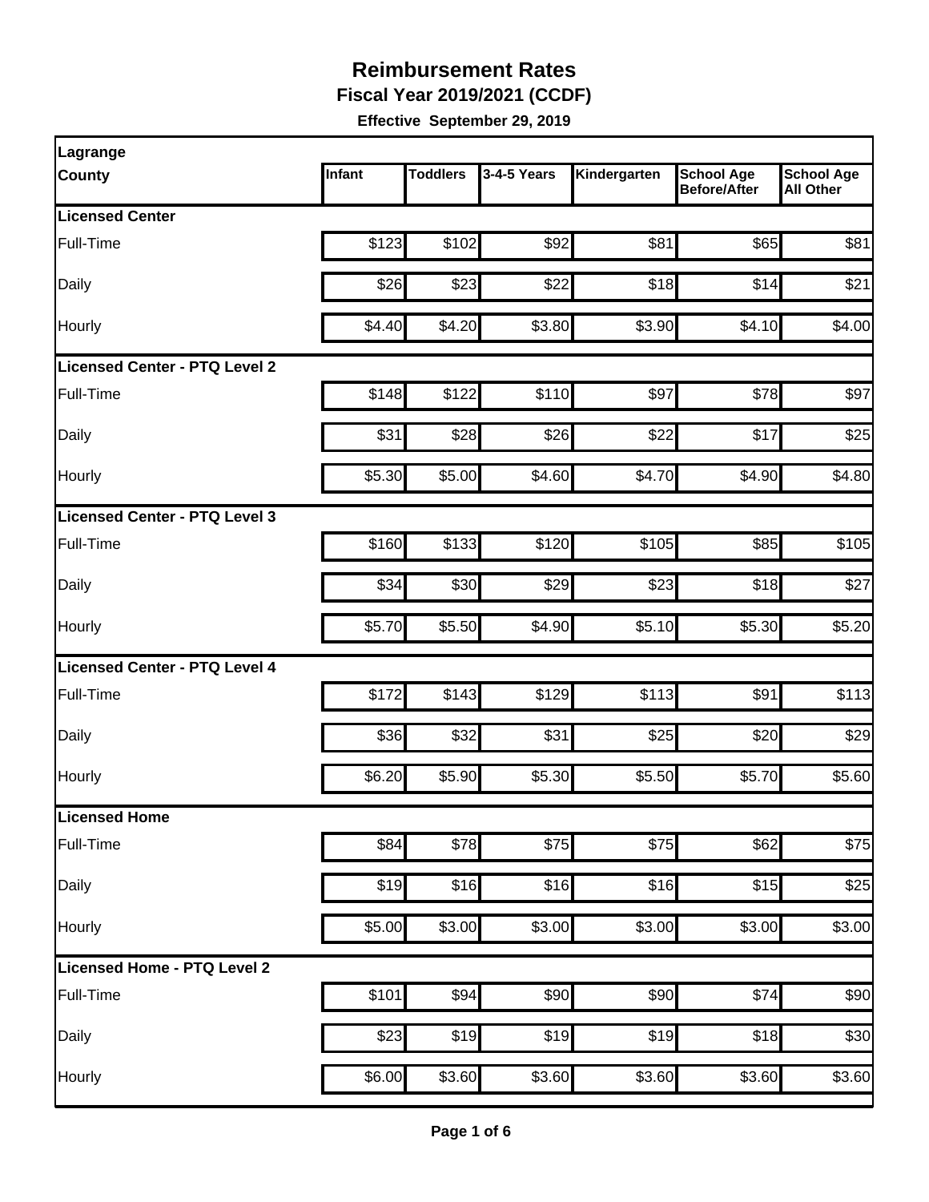# Reimbursement Rates

## Fiscal Year 2019/2021 (CCDF)

**Effective September 29, 2019**

| Lagrange County | Infant | Toddlers | 3-4-5 Years | Kindergarten | School Age Before/After | School Age All Other |
|---|---|---|---|---|---|---|
| **Licensed Center** | | | | | | |
| Full-Time | $123 | $102 | $92 | $81 | $65 | $81 |
| Daily | $26 | $23 | $22 | $18 | $14 | $21 |
| Hourly | $4.40 | $4.20 | $3.80 | $3.90 | $4.10 | $4.00 |
| **Licensed Center - PTQ Level 2** | | | | | | |
| Full-Time | $148 | $122 | $110 | $97 | $78 | $97 |
| Daily | $31 | $28 | $26 | $22 | $17 | $25 |
| Hourly | $5.30 | $5.00 | $4.60 | $4.70 | $4.90 | $4.80 |
| **Licensed Center - PTQ Level 3** | | | | | | |
| Full-Time | $160 | $133 | $120 | $105 | $85 | $105 |
| Daily | $34 | $30 | $29 | $23 | $18 | $27 |
| Hourly | $5.70 | $5.50 | $4.90 | $5.10 | $5.30 | $5.20 |
| **Licensed Center - PTQ Level 4** | | | | | | |
| Full-Time | $172 | $143 | $129 | $113 | $91 | $113 |
| Daily | $36 | $32 | $31 | $25 | $20 | $29 |
| Hourly | $6.20 | $5.90 | $5.30 | $5.50 | $5.70 | $5.60 |
| **Licensed Home** | | | | | | |
| Full-Time | $84 | $78 | $75 | $75 | $62 | $75 |
| Daily | $19 | $16 | $16 | $16 | $15 | $25 |
| Hourly | $5.00 | $3.00 | $3.00 | $3.00 | $3.00 | $3.00 |
| **Licensed Home - PTQ Level 2** | | | | | | |
| Full-Time | $101 | $94 | $90 | $90 | $74 | $90 |
| Daily | $23 | $19 | $19 | $19 | $18 | $30 |
| Hourly | $6.00 | $3.60 | $3.60 | $3.60 | $3.60 | $3.60 |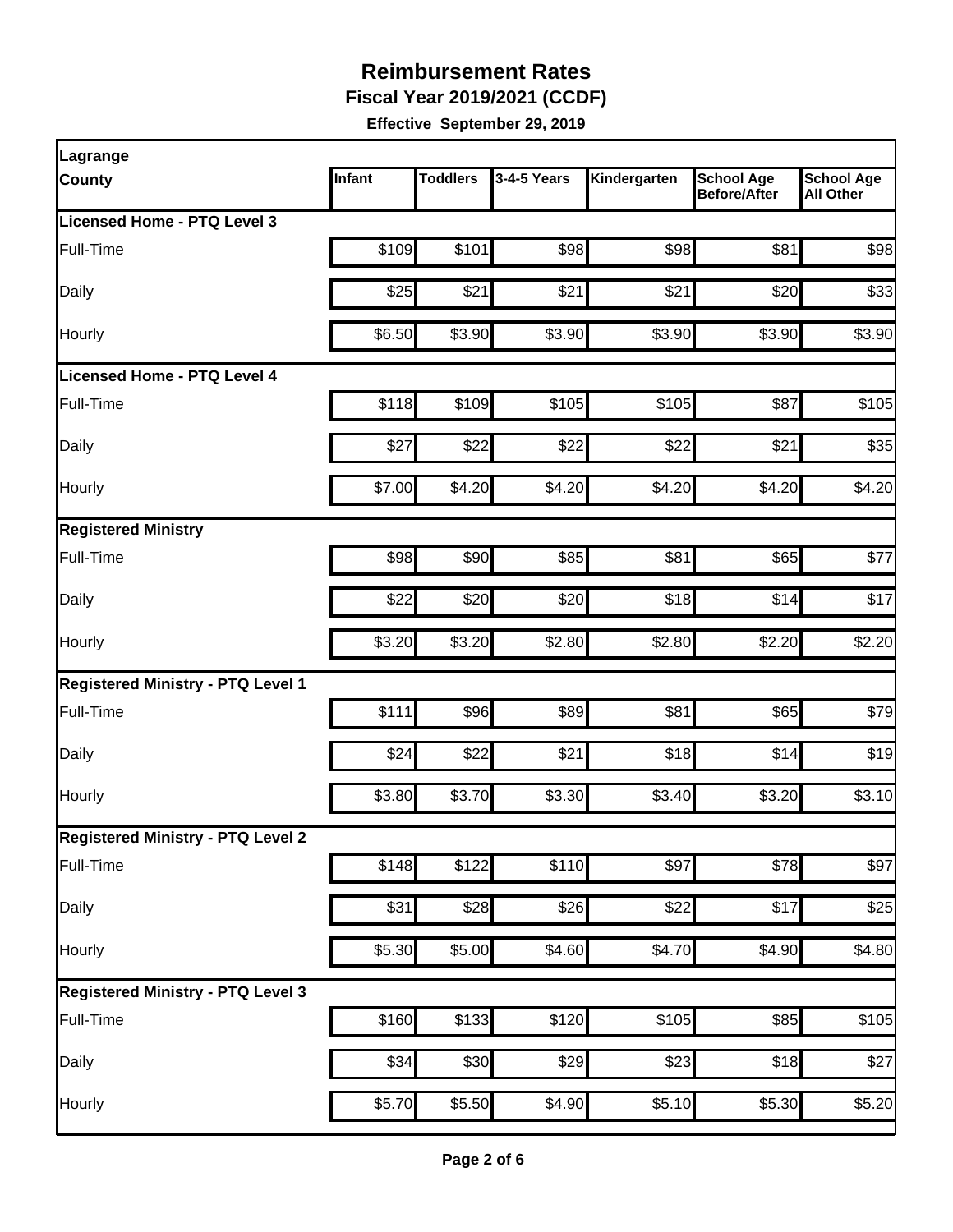# Reimbursement Rates

**Fiscal Year 2019/2021 (CCDF)**

**Effective September 29, 2019**

| Lagrange County | Infant | Toddlers | 3-4-5 Years | Kindergarten | School Age Before/After | School Age All Other |
|---|---|---|---|---|---|---|
| **Licensed Home - PTQ Level 3** | | | | | | |
| Full-Time | $109 | $101 | $98 | $98 | $81 | $98 |
| Daily | $25 | $21 | $21 | $21 | $20 | $33 |
| Hourly | $6.50 | $3.90 | $3.90 | $3.90 | $3.90 | $3.90 |
| **Licensed Home - PTQ Level 4** | | | | | | |
| Full-Time | $118 | $109 | $105 | $105 | $87 | $105 |
| Daily | $27 | $22 | $22 | $22 | $21 | $35 |
| Hourly | $7.00 | $4.20 | $4.20 | $4.20 | $4.20 | $4.20 |
| **Registered Ministry** | | | | | | |
| Full-Time | $98 | $90 | $85 | $81 | $65 | $77 |
| Daily | $22 | $20 | $20 | $18 | $14 | $17 |
| Hourly | $3.20 | $3.20 | $2.80 | $2.80 | $2.20 | $2.20 |
| **Registered Ministry - PTQ Level 1** | | | | | | |
| Full-Time | $111 | $96 | $89 | $81 | $65 | $79 |
| Daily | $24 | $22 | $21 | $18 | $14 | $19 |
| Hourly | $3.80 | $3.70 | $3.30 | $3.40 | $3.20 | $3.10 |
| **Registered Ministry - PTQ Level 2** | | | | | | |
| Full-Time | $148 | $122 | $110 | $97 | $78 | $97 |
| Daily | $31 | $28 | $26 | $22 | $17 | $25 |
| Hourly | $5.30 | $5.00 | $4.60 | $4.70 | $4.90 | $4.80 |
| **Registered Ministry - PTQ Level 3** | | | | | | |
| Full-Time | $160 | $133 | $120 | $105 | $85 | $105 |
| Daily | $34 | $30 | $29 | $23 | $18 | $27 |
| Hourly | $5.70 | $5.50 | $4.90 | $5.10 | $5.30 | $5.20 |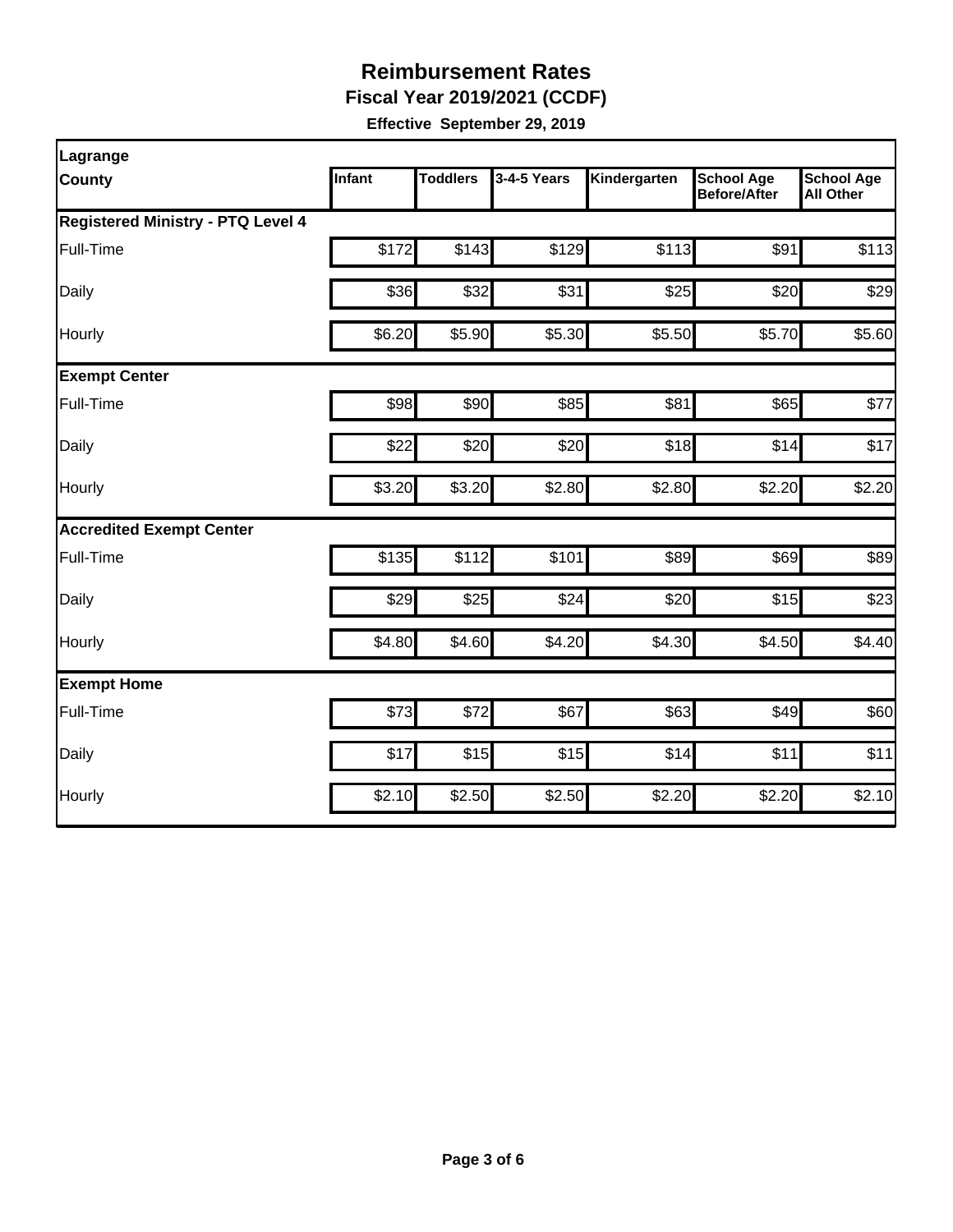# Reimbursement Rates

**Fiscal Year 2019/2021 (CCDF)**

**Effective September 29, 2019**

| Lagrange County | Infant | Toddlers | 3-4-5 Years | Kindergarten | School Age Before/After | School Age All Other |
|---|---|---|---|---|---|---|
| **Registered Ministry - PTQ Level 4** | | | | | | |
| Full-Time | $172 | $143 | $129 | $113 | $91 | $113 |
| Daily | $36 | $32 | $31 | $25 | $20 | $29 |
| Hourly | $6.20 | $5.90 | $5.30 | $5.50 | $5.70 | $5.60 |
| **Exempt Center** | | | | | | |
| Full-Time | $98 | $90 | $85 | $81 | $65 | $77 |
| Daily | $22 | $20 | $20 | $18 | $14 | $17 |
| Hourly | $3.20 | $3.20 | $2.80 | $2.80 | $2.20 | $2.20 |
| **Accredited Exempt Center** | | | | | | |
| Full-Time | $135 | $112 | $101 | $89 | $69 | $89 |
| Daily | $29 | $25 | $24 | $20 | $15 | $23 |
| Hourly | $4.80 | $4.60 | $4.20 | $4.30 | $4.50 | $4.40 |
| **Exempt Home** | | | | | | |
| Full-Time | $73 | $72 | $67 | $63 | $49 | $60 |
| Daily | $17 | $15 | $15 | $14 | $11 | $11 |
| Hourly | $2.10 | $2.50 | $2.50 | $2.20 | $2.20 | $2.10 |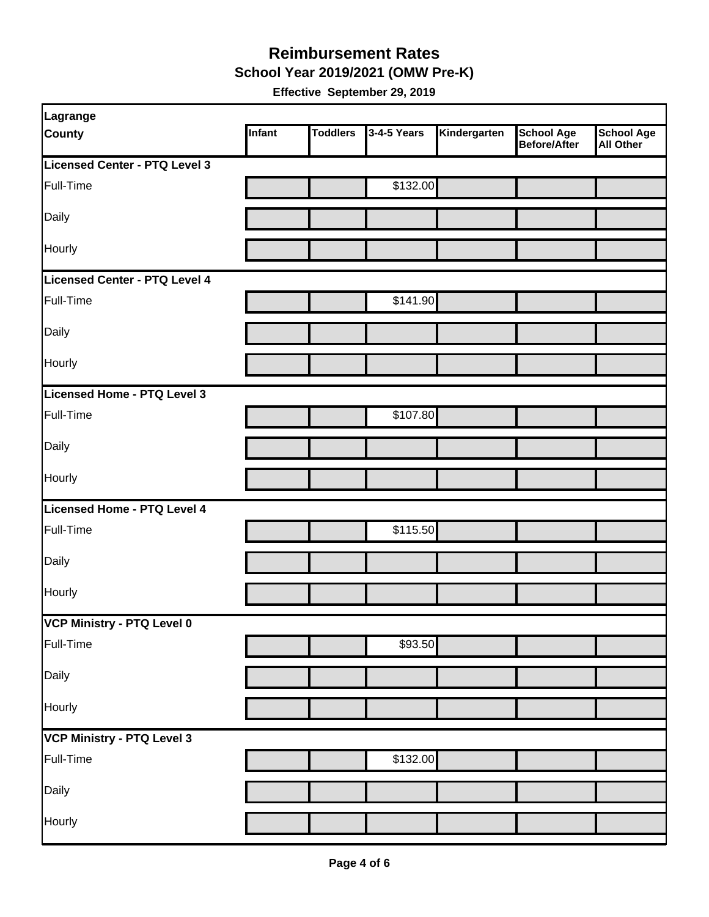# Reimbursement Rates

## School Year 2019/2021 (OMW Pre-K)

**Effective September 29, 2019**

| Lagrange County | Infant | Toddlers | 3-4-5 Years | Kindergarten | School Age Before/After | School Age All Other |
|---|---|---|---|---|---|---|
| **Licensed Center - PTQ Level 3** | | | | | | |
| Full-Time | | | $132.00 | | | |
| Daily | | | | | | |
| Hourly | | | | | | |
| **Licensed Center - PTQ Level 4** | | | | | | |
| Full-Time | | | $141.90 | | | |
| Daily | | | | | | |
| Hourly | | | | | | |
| **Licensed Home - PTQ Level 3** | | | | | | |
| Full-Time | | | $107.80 | | | |
| Daily | | | | | | |
| Hourly | | | | | | |
| **Licensed Home - PTQ Level 4** | | | | | | |
| Full-Time | | | $115.50 | | | |
| Daily | | | | | | |
| Hourly | | | | | | |
| **VCP Ministry - PTQ Level 0** | | | | | | |
| Full-Time | | | $93.50 | | | |
| Daily | | | | | | |
| Hourly | | | | | | |
| **VCP Ministry - PTQ Level 3** | | | | | | |
| Full-Time | | | $132.00 | | | |
| Daily | | | | | | |
| Hourly | | | | | | |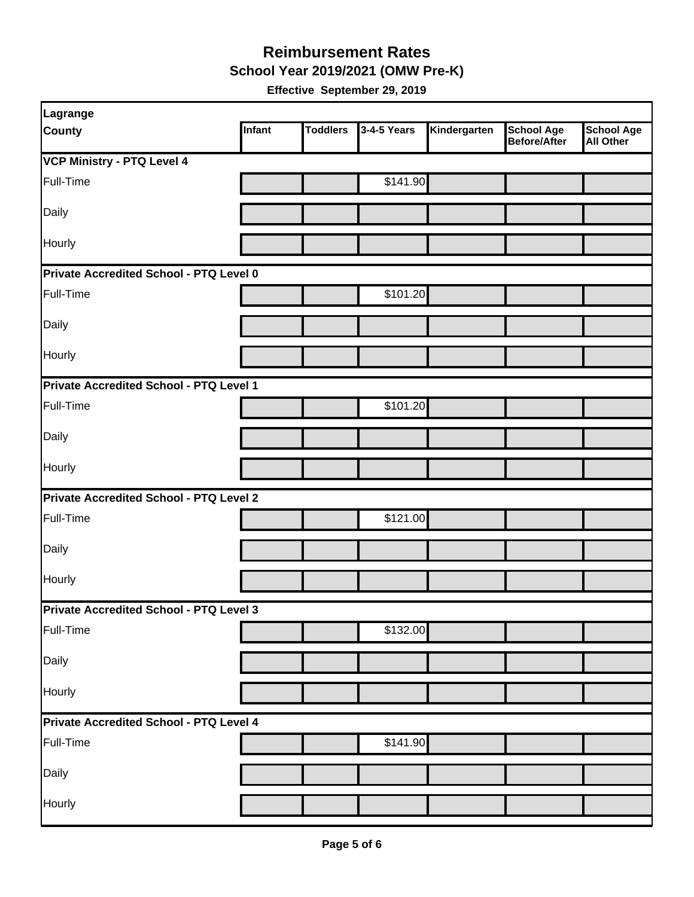# Reimbursement Rates

## School Year 2019/2021 (OMW Pre-K)

**Effective September 29, 2019**

| Lagrange County | Infant | Toddlers | 3-4-5 Years | Kindergarten | School Age Before/After | School Age All Other |
|---|---|---|---|---|---|---|
| **VCP Ministry - PTQ Level 4** | | | | | | |
| Full-Time | | | $141.90 | | | |
| Daily | | | | | | |
| Hourly | | | | | | |
| **Private Accredited School - PTQ Level 0** | | | | | | |
| Full-Time | | | $101.20 | | | |
| Daily | | | | | | |
| Hourly | | | | | | |
| **Private Accredited School - PTQ Level 1** | | | | | | |
| Full-Time | | | $101.20 | | | |
| Daily | | | | | | |
| Hourly | | | | | | |
| **Private Accredited School - PTQ Level 2** | | | | | | |
| Full-Time | | | $121.00 | | | |
| Daily | | | | | | |
| Hourly | | | | | | |
| **Private Accredited School - PTQ Level 3** | | | | | | |
| Full-Time | | | $132.00 | | | |
| Daily | | | | | | |
| Hourly | | | | | | |
| **Private Accredited School - PTQ Level 4** | | | | | | |
| Full-Time | | | $141.90 | | | |
| Daily | | | | | | |
| Hourly | | | | | | |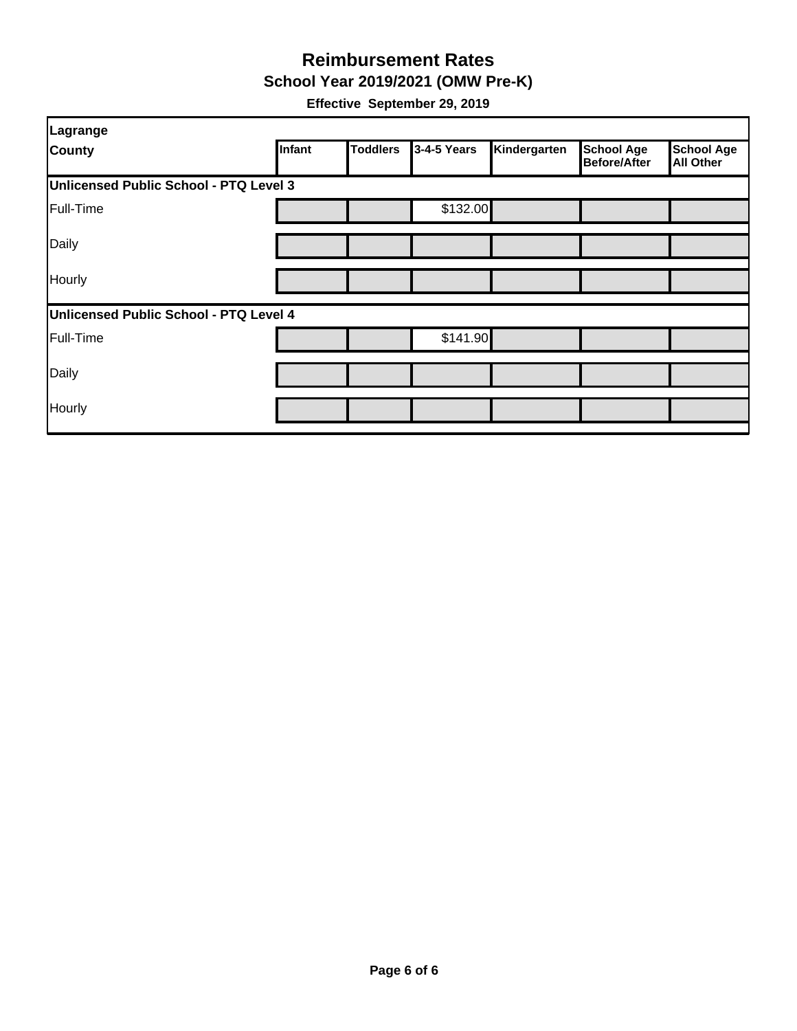# Reimbursement Rates

## School Year 2019/2021 (OMW Pre-K)

**Effective September 29, 2019**

| Lagrange County | Infant | Toddlers | 3-4-5 Years | Kindergarten | School Age Before/After | School Age All Other |
|---|---|---|---|---|---|---|
| **Unlicensed Public School - PTQ Level 3** | | | | | | |
| Full-Time | | | $132.00 | | | |
| Daily | | | | | | |
| Hourly | | | | | | |
| **Unlicensed Public School - PTQ Level 4** | | | | | | |
| Full-Time | | | $141.90 | | | |
| Daily | | | | | | |
| Hourly | | | | | | |